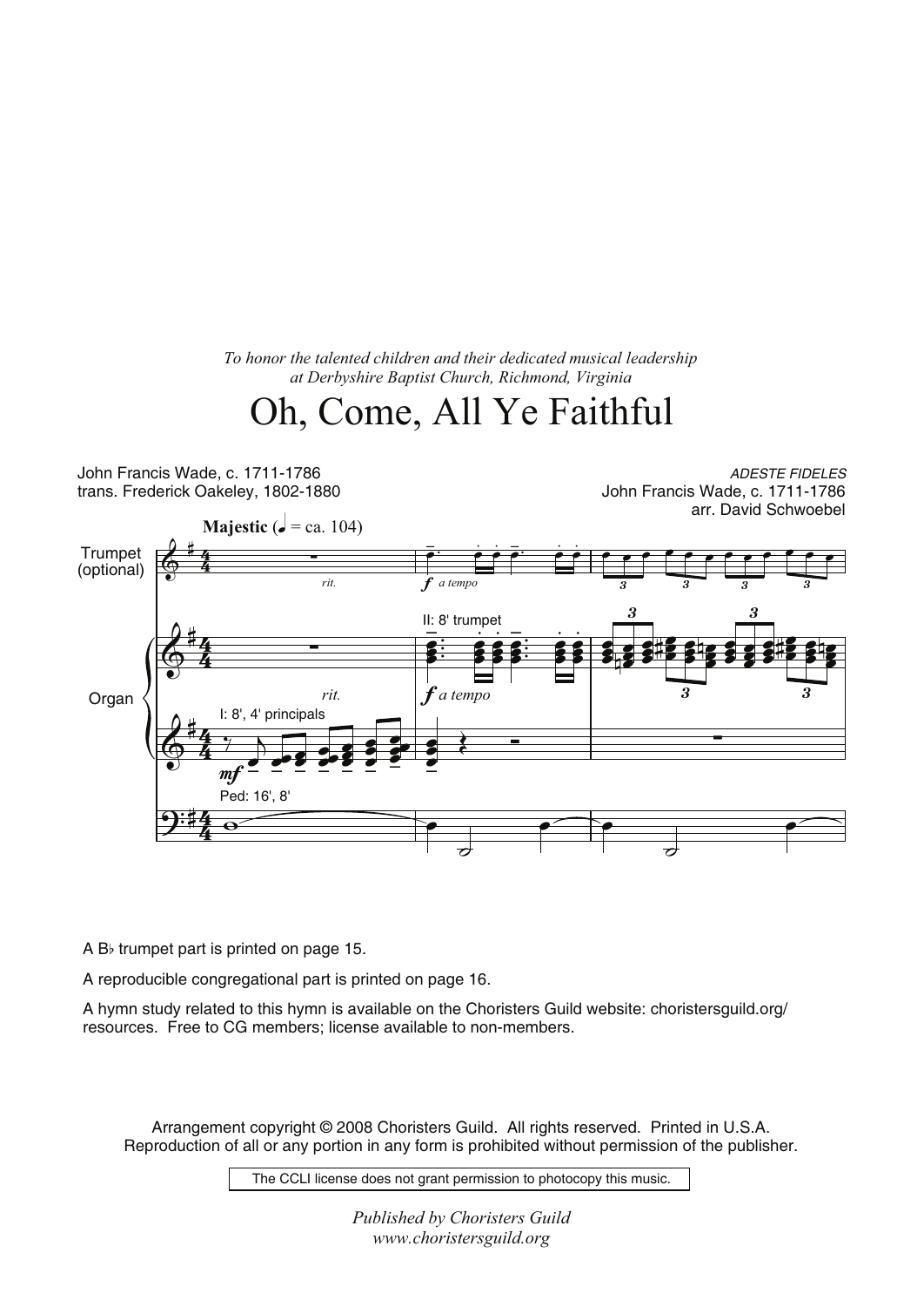*To honor the talented children and their dedicated musical leadership at Derbyshire Baptist Church, Richmond, Virginia*

# Oh, Come, All Ye Faithful

John Francis Wade, c. 1711-1786
trans. Frederick Oakeley, 1802-1880

*ADESTE FIDELES*
John Francis Wade, c. 1711-1786
arr. David Schwoebel

A B♭ trumpet part is printed on page 15.

A reproducible congregational part is printed on page 16.

A hymn study related to this hymn is available on the Choristers Guild website: choristersguild.org/resources. Free to CG members; license available to non-members.

Arrangement copyright © 2008 Choristers Guild. All rights reserved. Printed in U.S.A.
Reproduction of all or any portion in any form is prohibited without permission of the publisher.

The CCLI license does not grant permission to photocopy this music.

*Published by Choristers Guild*
*www.choristersguild.org*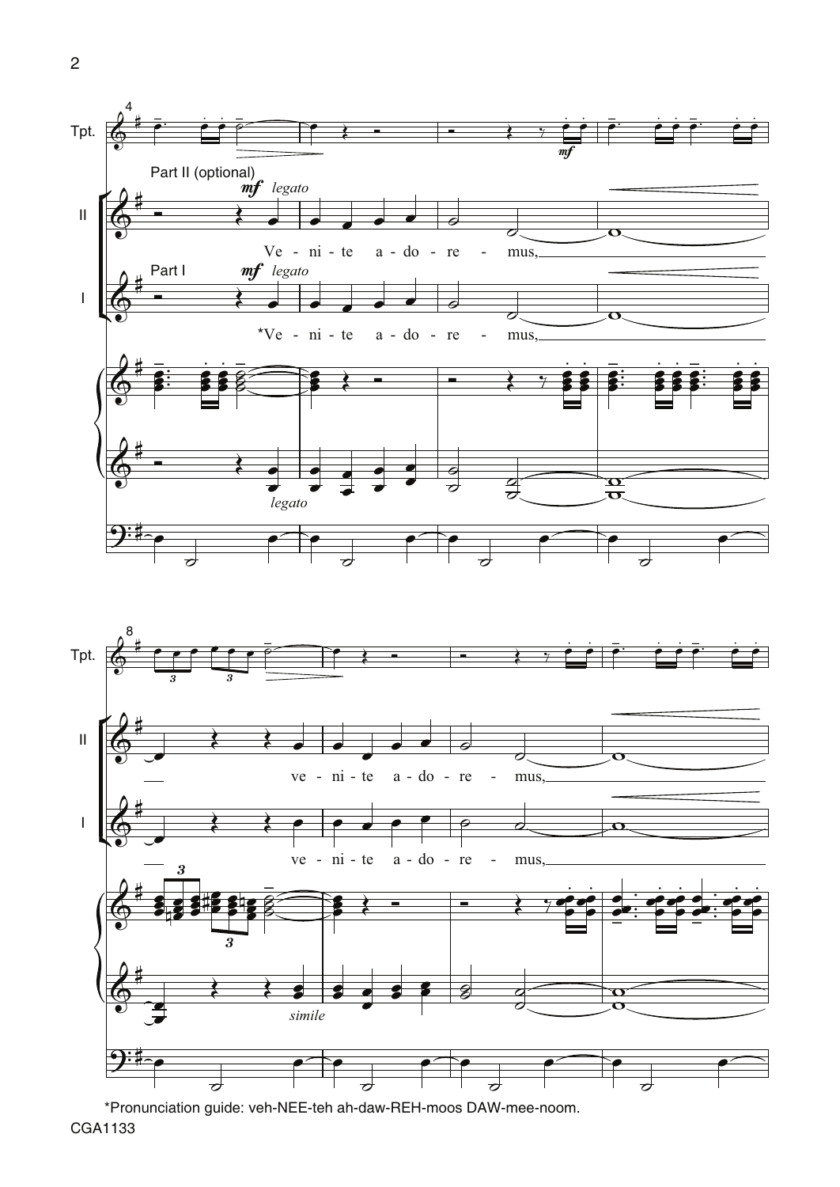*Pronunciation guide: veh-NEE-teh ah-daw-REH-moos DAW-mee-noom.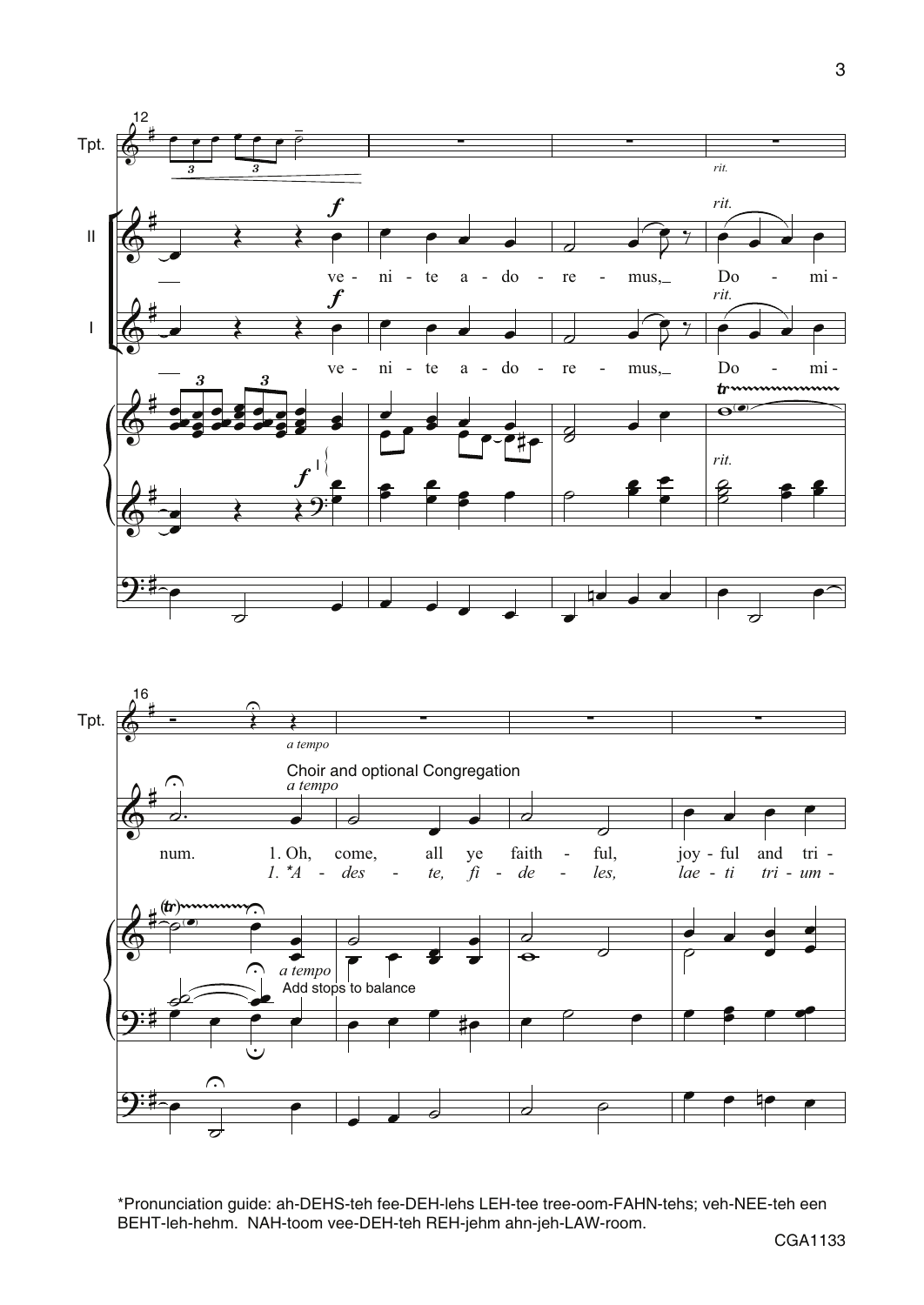*Pronunciation guide: ah-DEHS-teh fee-DEH-lehs LEH-tee tree-oom-FAHN-tehs; veh-NEE-teh een BEHT-leh-hehm. NAH-toom vee-DEH-teh REH-jehm ahn-jeh-LAW-room.

CGA1133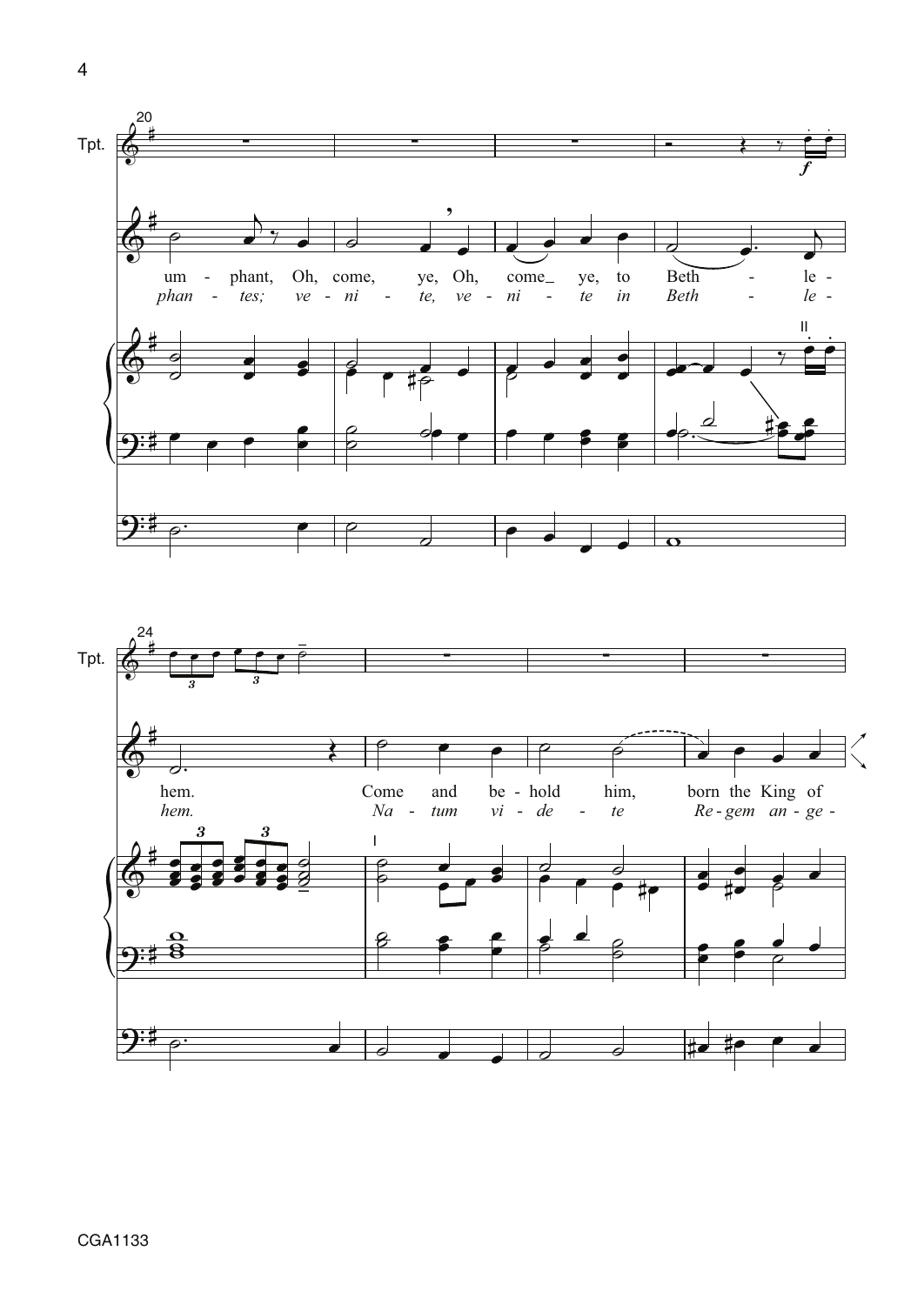Tpt.

um - phant, Oh, come, ye, Oh, come_ ye, to Beth - le -

*phan - tes; ve - ni - te, ve - ni - te in Beth - le -*

Tpt.

hem. Come and be - hold him, born the King of

*hem. Na - tum vi - de - te Re - gem an - ge -*